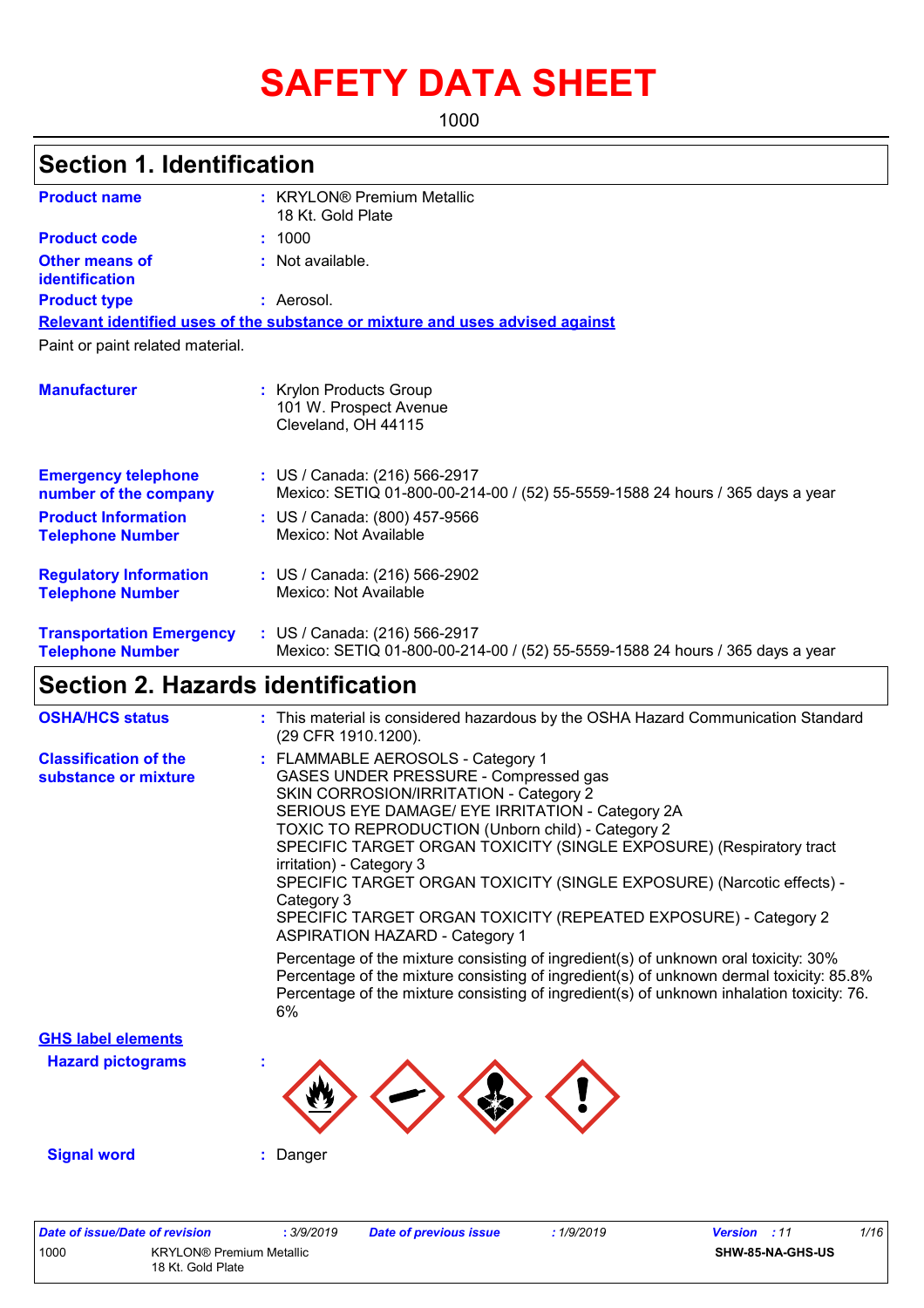# SAFETY DATA SHEET

1000

## Section 1. Identification

**Product name** : KRYLON® Premium Metallic 18 Kt. Gold Plate

**Product code** : 1000

**Other means of identification** : Not available.

**Product type** : Aerosol.

**Relevant identified uses of the substance or mixture and uses advised against**

Paint or paint related material.

**Manufacturer** : Krylon Products Group
101 W. Prospect Avenue
Cleveland, OH 44115

**Emergency telephone number of the company** : US / Canada: (216) 566-2917
Mexico: SETIQ 01-800-00-214-00 / (52) 55-5559-1588 24 hours / 365 days a year

**Product Information Telephone Number** : US / Canada: (800) 457-9566
Mexico: Not Available

**Regulatory Information Telephone Number** : US / Canada: (216) 566-2902
Mexico: Not Available

**Transportation Emergency Telephone Number** : US / Canada: (216) 566-2917
Mexico: SETIQ 01-800-00-214-00 / (52) 55-5559-1588 24 hours / 365 days a year

## Section 2. Hazards identification

**OSHA/HCS status** : This material is considered hazardous by the OSHA Hazard Communication Standard (29 CFR 1910.1200).

**Classification of the substance or mixture** : FLAMMABLE AEROSOLS - Category 1
GASES UNDER PRESSURE - Compressed gas
SKIN CORROSION/IRRITATION - Category 2
SERIOUS EYE DAMAGE/ EYE IRRITATION - Category 2A
TOXIC TO REPRODUCTION (Unborn child) - Category 2
SPECIFIC TARGET ORGAN TOXICITY (SINGLE EXPOSURE) (Respiratory tract irritation) - Category 3
SPECIFIC TARGET ORGAN TOXICITY (SINGLE EXPOSURE) (Narcotic effects) - Category 3
SPECIFIC TARGET ORGAN TOXICITY (REPEATED EXPOSURE) - Category 2
ASPIRATION HAZARD - Category 1

Percentage of the mixture consisting of ingredient(s) of unknown oral toxicity: 30%
Percentage of the mixture consisting of ingredient(s) of unknown dermal toxicity: 85.8%
Percentage of the mixture consisting of ingredient(s) of unknown inhalation toxicity: 76.6%

**GHS label elements**

**Hazard pictograms** :

**Signal word** : Danger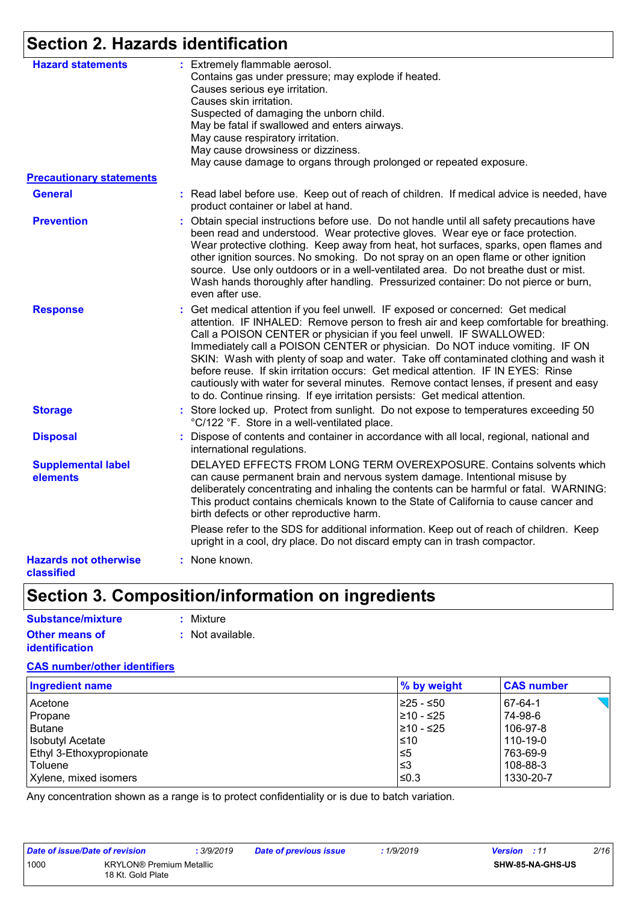## Section 2. Hazards identification

**Hazard statements** : Extremely flammable aerosol.
Contains gas under pressure; may explode if heated.
Causes serious eye irritation.
Causes skin irritation.
Suspected of damaging the unborn child.
May be fatal if swallowed and enters airways.
May cause respiratory irritation.
May cause drowsiness or dizziness.
May cause damage to organs through prolonged or repeated exposure.

**Precautionary statements**

**General** : Read label before use. Keep out of reach of children. If medical advice is needed, have product container or label at hand.

**Prevention** : Obtain special instructions before use. Do not handle until all safety precautions have been read and understood. Wear protective gloves. Wear eye or face protection. Wear protective clothing. Keep away from heat, hot surfaces, sparks, open flames and other ignition sources. No smoking. Do not spray on an open flame or other ignition source. Use only outdoors or in a well-ventilated area. Do not breathe dust or mist. Wash hands thoroughly after handling. Pressurized container: Do not pierce or burn, even after use.

**Response** : Get medical attention if you feel unwell. IF exposed or concerned: Get medical attention. IF INHALED: Remove person to fresh air and keep comfortable for breathing. Call a POISON CENTER or physician if you feel unwell. IF SWALLOWED: Immediately call a POISON CENTER or physician. Do NOT induce vomiting. IF ON SKIN: Wash with plenty of soap and water. Take off contaminated clothing and wash it before reuse. If skin irritation occurs: Get medical attention. IF IN EYES: Rinse cautiously with water for several minutes. Remove contact lenses, if present and easy to do. Continue rinsing. If eye irritation persists: Get medical attention.

**Storage** : Store locked up. Protect from sunlight. Do not expose to temperatures exceeding 50 °C/122 °F. Store in a well-ventilated place.

**Disposal** : Dispose of contents and container in accordance with all local, regional, national and international regulations.

**Supplemental label elements** DELAYED EFFECTS FROM LONG TERM OVEREXPOSURE. Contains solvents which can cause permanent brain and nervous system damage. Intentional misuse by deliberately concentrating and inhaling the contents can be harmful or fatal. WARNING: This product contains chemicals known to the State of California to cause cancer and birth defects or other reproductive harm.

Please refer to the SDS for additional information. Keep out of reach of children. Keep upright in a cool, dry place. Do not discard empty can in trash compactor.

**Hazards not otherwise classified** : None known.

## Section 3. Composition/information on ingredients

**Substance/mixture** : Mixture

**Other means of identification** : Not available.

**CAS number/other identifiers**

| Ingredient name | % by weight | CAS number |
|---|---|---|
| Acetone | ≥25 - ≤50 | 67-64-1 |
| Propane | ≥10 - ≤25 | 74-98-6 |
| Butane | ≥10 - ≤25 | 106-97-8 |
| Isobutyl Acetate | ≤10 | 110-19-0 |
| Ethyl 3-Ethoxypropionate | ≤5 | 763-69-9 |
| Toluene | ≤3 | 108-88-3 |
| Xylene, mixed isomers | ≤0.3 | 1330-20-7 |

Any concentration shown as a range is to protect confidentiality or is due to batch variation.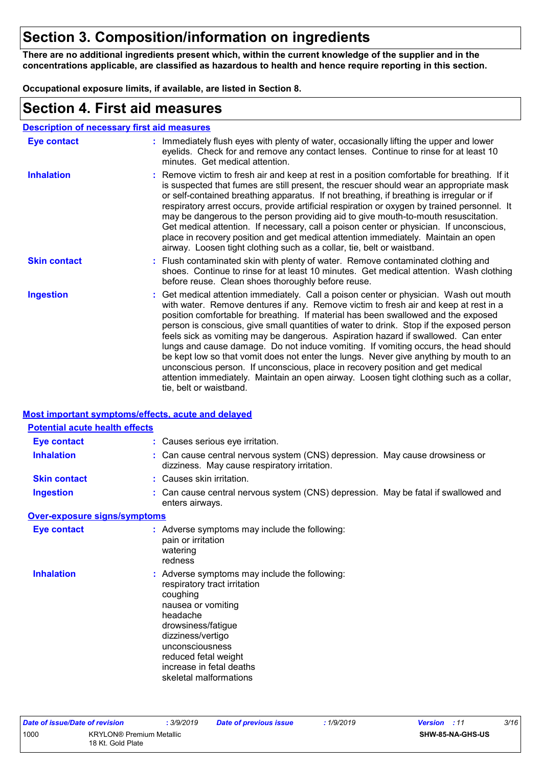# Section 3. Composition/information on ingredients

**There are no additional ingredients present which, within the current knowledge of the supplier and in the concentrations applicable, are classified as hazardous to health and hence require reporting in this section.**

**Occupational exposure limits, if available, are listed in Section 8.**

# Section 4. First aid measures

## Description of necessary first aid measures

**Eye contact** : Immediately flush eyes with plenty of water, occasionally lifting the upper and lower eyelids. Check for and remove any contact lenses. Continue to rinse for at least 10 minutes. Get medical attention.

**Inhalation** : Remove victim to fresh air and keep at rest in a position comfortable for breathing. If it is suspected that fumes are still present, the rescuer should wear an appropriate mask or self-contained breathing apparatus. If not breathing, if breathing is irregular or if respiratory arrest occurs, provide artificial respiration or oxygen by trained personnel. It may be dangerous to the person providing aid to give mouth-to-mouth resuscitation. Get medical attention. If necessary, call a poison center or physician. If unconscious, place in recovery position and get medical attention immediately. Maintain an open airway. Loosen tight clothing such as a collar, tie, belt or waistband.

**Skin contact** : Flush contaminated skin with plenty of water. Remove contaminated clothing and shoes. Continue to rinse for at least 10 minutes. Get medical attention. Wash clothing before reuse. Clean shoes thoroughly before reuse.

**Ingestion** : Get medical attention immediately. Call a poison center or physician. Wash out mouth with water. Remove dentures if any. Remove victim to fresh air and keep at rest in a position comfortable for breathing. If material has been swallowed and the exposed person is conscious, give small quantities of water to drink. Stop if the exposed person feels sick as vomiting may be dangerous. Aspiration hazard if swallowed. Can enter lungs and cause damage. Do not induce vomiting. If vomiting occurs, the head should be kept low so that vomit does not enter the lungs. Never give anything by mouth to an unconscious person. If unconscious, place in recovery position and get medical attention immediately. Maintain an open airway. Loosen tight clothing such as a collar, tie, belt or waistband.

## Most important symptoms/effects, acute and delayed

### Potential acute health effects

**Eye contact** : Causes serious eye irritation.

**Inhalation** : Can cause central nervous system (CNS) depression. May cause drowsiness or dizziness. May cause respiratory irritation.

**Skin contact** : Causes skin irritation.

**Ingestion** : Can cause central nervous system (CNS) depression. May be fatal if swallowed and enters airways.

### Over-exposure signs/symptoms

**Eye contact** : Adverse symptoms may include the following:
pain or irritation
watering
redness

**Inhalation** : Adverse symptoms may include the following:
respiratory tract irritation
coughing
nausea or vomiting
headache
drowsiness/fatigue
dizziness/vertigo
unconsciousness
reduced fetal weight
increase in fetal deaths
skeletal malformations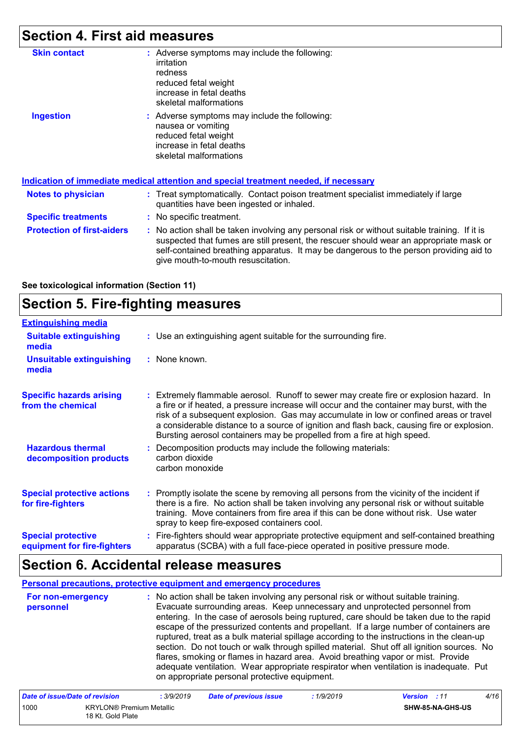## Section 4. First aid measures

**Skin contact** : Adverse symptoms may include the following:
irritation
redness
reduced fetal weight
increase in fetal deaths
skeletal malformations

**Ingestion** : Adverse symptoms may include the following:
nausea or vomiting
reduced fetal weight
increase in fetal deaths
skeletal malformations

### Indication of immediate medical attention and special treatment needed, if necessary

**Notes to physician** : Treat symptomatically. Contact poison treatment specialist immediately if large quantities have been ingested or inhaled.

**Specific treatments** : No specific treatment.

**Protection of first-aiders** : No action shall be taken involving any personal risk or without suitable training. If it is suspected that fumes are still present, the rescuer should wear an appropriate mask or self-contained breathing apparatus. It may be dangerous to the person providing aid to give mouth-to-mouth resuscitation.

**See toxicological information (Section 11)**

## Section 5. Fire-fighting measures

### Extinguishing media

**Suitable extinguishing media** : Use an extinguishing agent suitable for the surrounding fire.

**Unsuitable extinguishing media** : None known.

**Specific hazards arising from the chemical** : Extremely flammable aerosol. Runoff to sewer may create fire or explosion hazard. In a fire or if heated, a pressure increase will occur and the container may burst, with the risk of a subsequent explosion. Gas may accumulate in low or confined areas or travel a considerable distance to a source of ignition and flash back, causing fire or explosion. Bursting aerosol containers may be propelled from a fire at high speed.

**Hazardous thermal decomposition products** : Decomposition products may include the following materials:
carbon dioxide
carbon monoxide

**Special protective actions for fire-fighters** : Promptly isolate the scene by removing all persons from the vicinity of the incident if there is a fire. No action shall be taken involving any personal risk or without suitable training. Move containers from fire area if this can be done without risk. Use water spray to keep fire-exposed containers cool.

**Special protective equipment for fire-fighters** : Fire-fighters should wear appropriate protective equipment and self-contained breathing apparatus (SCBA) with a full face-piece operated in positive pressure mode.

## Section 6. Accidental release measures

### Personal precautions, protective equipment and emergency procedures

**For non-emergency personnel** : No action shall be taken involving any personal risk or without suitable training. Evacuate surrounding areas. Keep unnecessary and unprotected personnel from entering. In the case of aerosols being ruptured, care should be taken due to the rapid escape of the pressurized contents and propellant. If a large number of containers are ruptured, treat as a bulk material spillage according to the instructions in the clean-up section. Do not touch or walk through spilled material. Shut off all ignition sources. No flares, smoking or flames in hazard area. Avoid breathing vapor or mist. Provide adequate ventilation. Wear appropriate respirator when ventilation is inadequate. Put on appropriate personal protective equipment.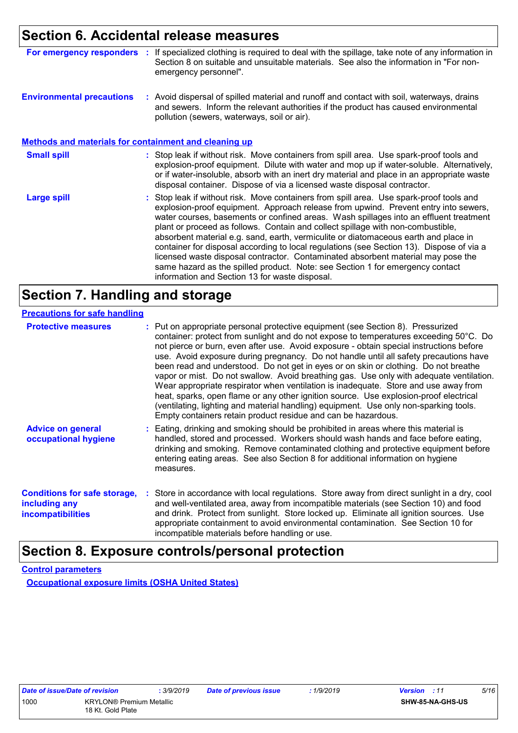## Section 6. Accidental release measures

**For emergency responders** : If specialized clothing is required to deal with the spillage, take note of any information in Section 8 on suitable and unsuitable materials. See also the information in "For non-emergency personnel".

**Environmental precautions** : Avoid dispersal of spilled material and runoff and contact with soil, waterways, drains and sewers. Inform the relevant authorities if the product has caused environmental pollution (sewers, waterways, soil or air).

### Methods and materials for containment and cleaning up

**Small spill** : Stop leak if without risk. Move containers from spill area. Use spark-proof tools and explosion-proof equipment. Dilute with water and mop up if water-soluble. Alternatively, or if water-insoluble, absorb with an inert dry material and place in an appropriate waste disposal container. Dispose of via a licensed waste disposal contractor.

**Large spill** : Stop leak if without risk. Move containers from spill area. Use spark-proof tools and explosion-proof equipment. Approach release from upwind. Prevent entry into sewers, water courses, basements or confined areas. Wash spillages into an effluent treatment plant or proceed as follows. Contain and collect spillage with non-combustible, absorbent material e.g. sand, earth, vermiculite or diatomaceous earth and place in container for disposal according to local regulations (see Section 13). Dispose of via a licensed waste disposal contractor. Contaminated absorbent material may pose the same hazard as the spilled product. Note: see Section 1 for emergency contact information and Section 13 for waste disposal.

## Section 7. Handling and storage

### Precautions for safe handling

**Protective measures** : Put on appropriate personal protective equipment (see Section 8). Pressurized container: protect from sunlight and do not expose to temperatures exceeding 50°C. Do not pierce or burn, even after use. Avoid exposure - obtain special instructions before use. Avoid exposure during pregnancy. Do not handle until all safety precautions have been read and understood. Do not get in eyes or on skin or clothing. Do not breathe vapor or mist. Do not swallow. Avoid breathing gas. Use only with adequate ventilation. Wear appropriate respirator when ventilation is inadequate. Store and use away from heat, sparks, open flame or any other ignition source. Use explosion-proof electrical (ventilating, lighting and material handling) equipment. Use only non-sparking tools. Empty containers retain product residue and can be hazardous.

**Advice on general occupational hygiene** : Eating, drinking and smoking should be prohibited in areas where this material is handled, stored and processed. Workers should wash hands and face before eating, drinking and smoking. Remove contaminated clothing and protective equipment before entering eating areas. See also Section 8 for additional information on hygiene measures.

**Conditions for safe storage, including any incompatibilities** : Store in accordance with local regulations. Store away from direct sunlight in a dry, cool and well-ventilated area, away from incompatible materials (see Section 10) and food and drink. Protect from sunlight. Store locked up. Eliminate all ignition sources. Use appropriate containment to avoid environmental contamination. See Section 10 for incompatible materials before handling or use.

## Section 8. Exposure controls/personal protection

### Control parameters

#### Occupational exposure limits (OSHA United States)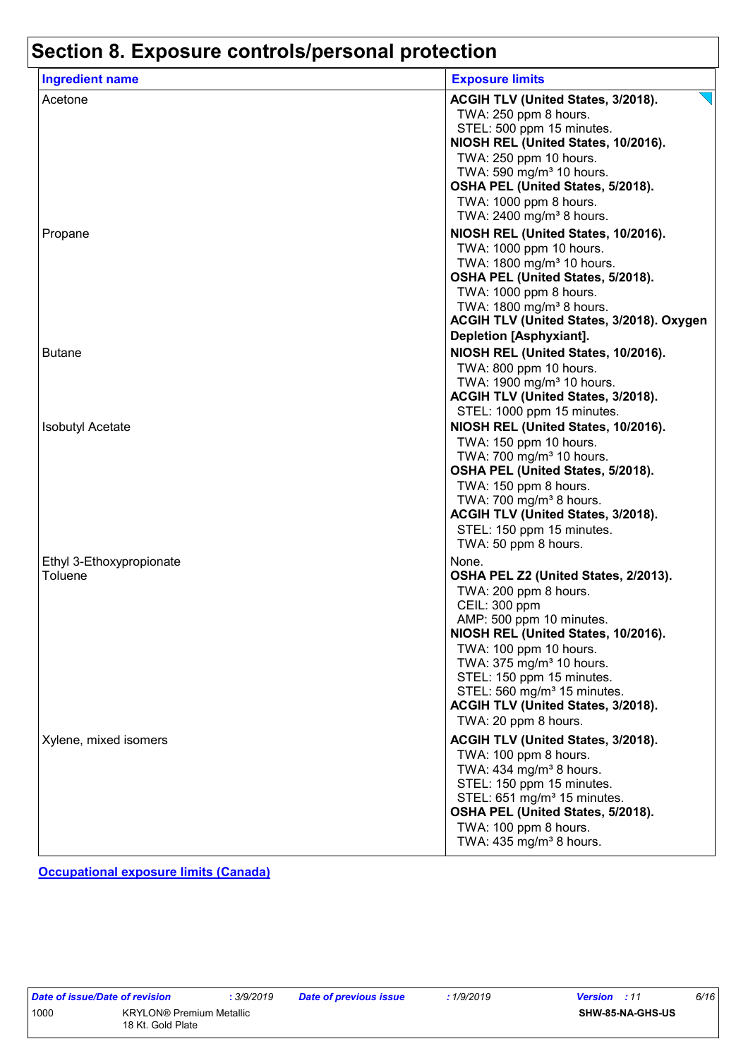# Section 8. Exposure controls/personal protection

| Ingredient name | Exposure limits |
| --- | --- |
| Acetone | **ACGIH TLV (United States, 3/2018).**<br>TWA: 250 ppm 8 hours.<br>STEL: 500 ppm 15 minutes.<br>**NIOSH REL (United States, 10/2016).**<br>TWA: 250 ppm 10 hours.<br>TWA: 590 mg/m³ 10 hours.<br>**OSHA PEL (United States, 5/2018).**<br>TWA: 1000 ppm 8 hours.<br>TWA: 2400 mg/m³ 8 hours. |
| Propane | **NIOSH REL (United States, 10/2016).**<br>TWA: 1000 ppm 10 hours.<br>TWA: 1800 mg/m³ 10 hours.<br>**OSHA PEL (United States, 5/2018).**<br>TWA: 1000 ppm 8 hours.<br>TWA: 1800 mg/m³ 8 hours.<br>**ACGIH TLV (United States, 3/2018). Oxygen Depletion [Asphyxiant].** |
| Butane | **NIOSH REL (United States, 10/2016).**<br>TWA: 800 ppm 10 hours.<br>TWA: 1900 mg/m³ 10 hours.<br>**ACGIH TLV (United States, 3/2018).**<br>STEL: 1000 ppm 15 minutes. |
| Isobutyl Acetate | **NIOSH REL (United States, 10/2016).**<br>TWA: 150 ppm 10 hours.<br>TWA: 700 mg/m³ 10 hours.<br>**OSHA PEL (United States, 5/2018).**<br>TWA: 150 ppm 8 hours.<br>TWA: 700 mg/m³ 8 hours.<br>**ACGIH TLV (United States, 3/2018).**<br>STEL: 150 ppm 15 minutes.<br>TWA: 50 ppm 8 hours. |
| Ethyl 3-Ethoxypropionate | None. |
| Toluene | **OSHA PEL Z2 (United States, 2/2013).**<br>TWA: 200 ppm 8 hours.<br>CEIL: 300 ppm<br>AMP: 500 ppm 10 minutes.<br>**NIOSH REL (United States, 10/2016).**<br>TWA: 100 ppm 10 hours.<br>TWA: 375 mg/m³ 10 hours.<br>STEL: 150 ppm 15 minutes.<br>STEL: 560 mg/m³ 15 minutes.<br>**ACGIH TLV (United States, 3/2018).**<br>TWA: 20 ppm 8 hours. |
| Xylene, mixed isomers | **ACGIH TLV (United States, 3/2018).**<br>TWA: 100 ppm 8 hours.<br>TWA: 434 mg/m³ 8 hours.<br>STEL: 150 ppm 15 minutes.<br>STEL: 651 mg/m³ 15 minutes.<br>**OSHA PEL (United States, 5/2018).**<br>TWA: 100 ppm 8 hours.<br>TWA: 435 mg/m³ 8 hours. |

**Occupational exposure limits (Canada)**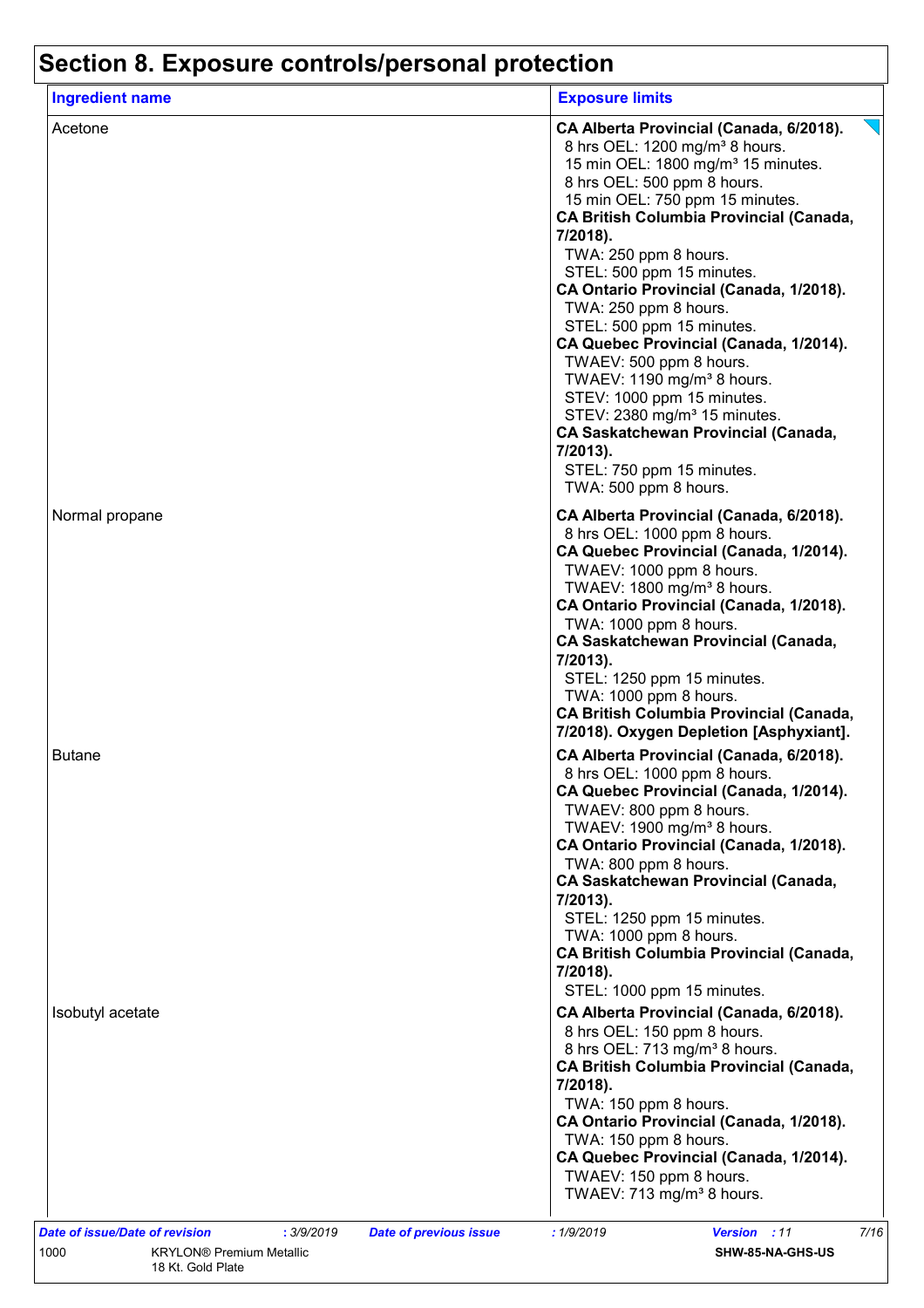# Section 8. Exposure controls/personal protection

| Ingredient name | Exposure limits |
| --- | --- |
| Acetone | **CA Alberta Provincial (Canada, 6/2018).**<br>8 hrs OEL: 1200 mg/m³ 8 hours.<br>15 min OEL: 1800 mg/m³ 15 minutes.<br>8 hrs OEL: 500 ppm 8 hours.<br>15 min OEL: 750 ppm 15 minutes.<br>**CA British Columbia Provincial (Canada, 7/2018).**<br>TWA: 250 ppm 8 hours.<br>STEL: 500 ppm 15 minutes.<br>**CA Ontario Provincial (Canada, 1/2018).**<br>TWA: 250 ppm 8 hours.<br>STEL: 500 ppm 15 minutes.<br>**CA Quebec Provincial (Canada, 1/2014).**<br>TWAEV: 500 ppm 8 hours.<br>TWAEV: 1190 mg/m³ 8 hours.<br>STEV: 1000 ppm 15 minutes.<br>STEV: 2380 mg/m³ 15 minutes.<br>**CA Saskatchewan Provincial (Canada, 7/2013).**<br>STEL: 750 ppm 15 minutes.<br>TWA: 500 ppm 8 hours. |
| Normal propane | **CA Alberta Provincial (Canada, 6/2018).**<br>8 hrs OEL: 1000 ppm 8 hours.<br>**CA Quebec Provincial (Canada, 1/2014).**<br>TWAEV: 1000 ppm 8 hours.<br>TWAEV: 1800 mg/m³ 8 hours.<br>**CA Ontario Provincial (Canada, 1/2018).**<br>TWA: 1000 ppm 8 hours.<br>**CA Saskatchewan Provincial (Canada, 7/2013).**<br>STEL: 1250 ppm 15 minutes.<br>TWA: 1000 ppm 8 hours.<br>**CA British Columbia Provincial (Canada, 7/2018). Oxygen Depletion [Asphyxiant].** |
| Butane | **CA Alberta Provincial (Canada, 6/2018).**<br>8 hrs OEL: 1000 ppm 8 hours.<br>**CA Quebec Provincial (Canada, 1/2014).**<br>TWAEV: 800 ppm 8 hours.<br>TWAEV: 1900 mg/m³ 8 hours.<br>**CA Ontario Provincial (Canada, 1/2018).**<br>TWA: 800 ppm 8 hours.<br>**CA Saskatchewan Provincial (Canada, 7/2013).**<br>STEL: 1250 ppm 15 minutes.<br>TWA: 1000 ppm 8 hours.<br>**CA British Columbia Provincial (Canada, 7/2018).**<br>STEL: 1000 ppm 15 minutes. |
| Isobutyl acetate | **CA Alberta Provincial (Canada, 6/2018).**<br>8 hrs OEL: 150 ppm 8 hours.<br>8 hrs OEL: 713 mg/m³ 8 hours.<br>**CA British Columbia Provincial (Canada, 7/2018).**<br>TWA: 150 ppm 8 hours.<br>**CA Ontario Provincial (Canada, 1/2018).**<br>TWA: 150 ppm 8 hours.<br>**CA Quebec Provincial (Canada, 1/2014).**<br>TWAEV: 150 ppm 8 hours.<br>TWAEV: 713 mg/m³ 8 hours. |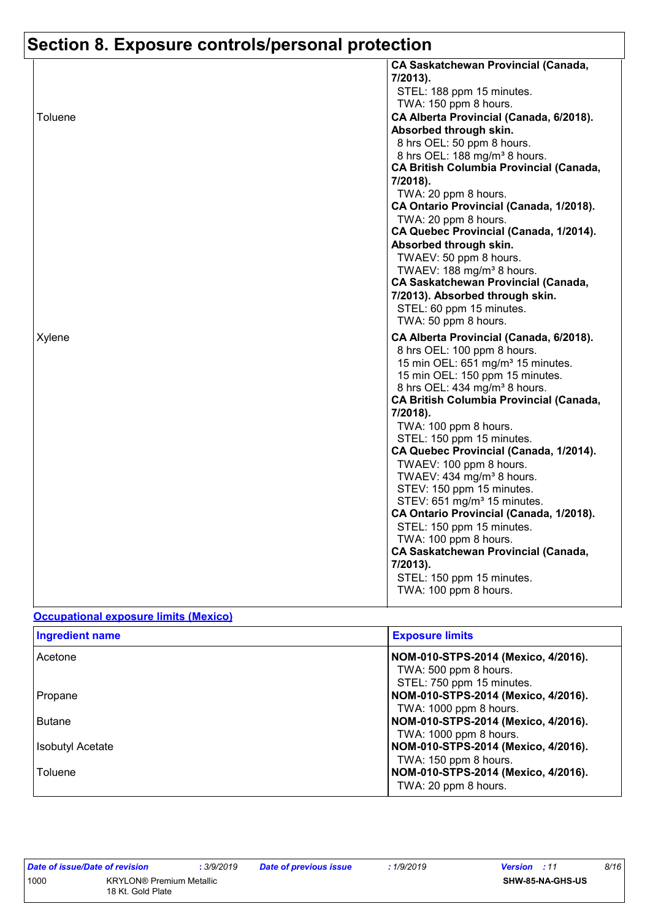# Section 8. Exposure controls/personal protection

| | |
|---|---|
| | **CA Saskatchewan Provincial (Canada, 7/2013).**<br>STEL: 188 ppm 15 minutes.<br>TWA: 150 ppm 8 hours. |
| Toluene | **CA Alberta Provincial (Canada, 6/2018). Absorbed through skin.**<br>8 hrs OEL: 50 ppm 8 hours.<br>8 hrs OEL: 188 mg/m³ 8 hours.<br>**CA British Columbia Provincial (Canada, 7/2018).**<br>TWA: 20 ppm 8 hours.<br>**CA Ontario Provincial (Canada, 1/2018).**<br>TWA: 20 ppm 8 hours.<br>**CA Quebec Provincial (Canada, 1/2014). Absorbed through skin.**<br>TWAEV: 50 ppm 8 hours.<br>TWAEV: 188 mg/m³ 8 hours.<br>**CA Saskatchewan Provincial (Canada, 7/2013). Absorbed through skin.**<br>STEL: 60 ppm 15 minutes.<br>TWA: 50 ppm 8 hours. |
| Xylene | **CA Alberta Provincial (Canada, 6/2018).**<br>8 hrs OEL: 100 ppm 8 hours.<br>15 min OEL: 651 mg/m³ 15 minutes.<br>15 min OEL: 150 ppm 15 minutes.<br>8 hrs OEL: 434 mg/m³ 8 hours.<br>**CA British Columbia Provincial (Canada, 7/2018).**<br>TWA: 100 ppm 8 hours.<br>STEL: 150 ppm 15 minutes.<br>**CA Quebec Provincial (Canada, 1/2014).**<br>TWAEV: 100 ppm 8 hours.<br>TWAEV: 434 mg/m³ 8 hours.<br>STEV: 150 ppm 15 minutes.<br>STEV: 651 mg/m³ 15 minutes.<br>**CA Ontario Provincial (Canada, 1/2018).**<br>STEL: 150 ppm 15 minutes.<br>TWA: 100 ppm 8 hours.<br>**CA Saskatchewan Provincial (Canada, 7/2013).**<br>STEL: 150 ppm 15 minutes.<br>TWA: 100 ppm 8 hours. |

**Occupational exposure limits (Mexico)**

| Ingredient name | Exposure limits |
|---|---|
| Acetone | **NOM-010-STPS-2014 (Mexico, 4/2016).**<br>TWA: 500 ppm 8 hours.<br>STEL: 750 ppm 15 minutes. |
| Propane | **NOM-010-STPS-2014 (Mexico, 4/2016).**<br>TWA: 1000 ppm 8 hours. |
| Butane | **NOM-010-STPS-2014 (Mexico, 4/2016).**<br>TWA: 1000 ppm 8 hours. |
| Isobutyl Acetate | **NOM-010-STPS-2014 (Mexico, 4/2016).**<br>TWA: 150 ppm 8 hours. |
| Toluene | **NOM-010-STPS-2014 (Mexico, 4/2016).**<br>TWA: 20 ppm 8 hours. |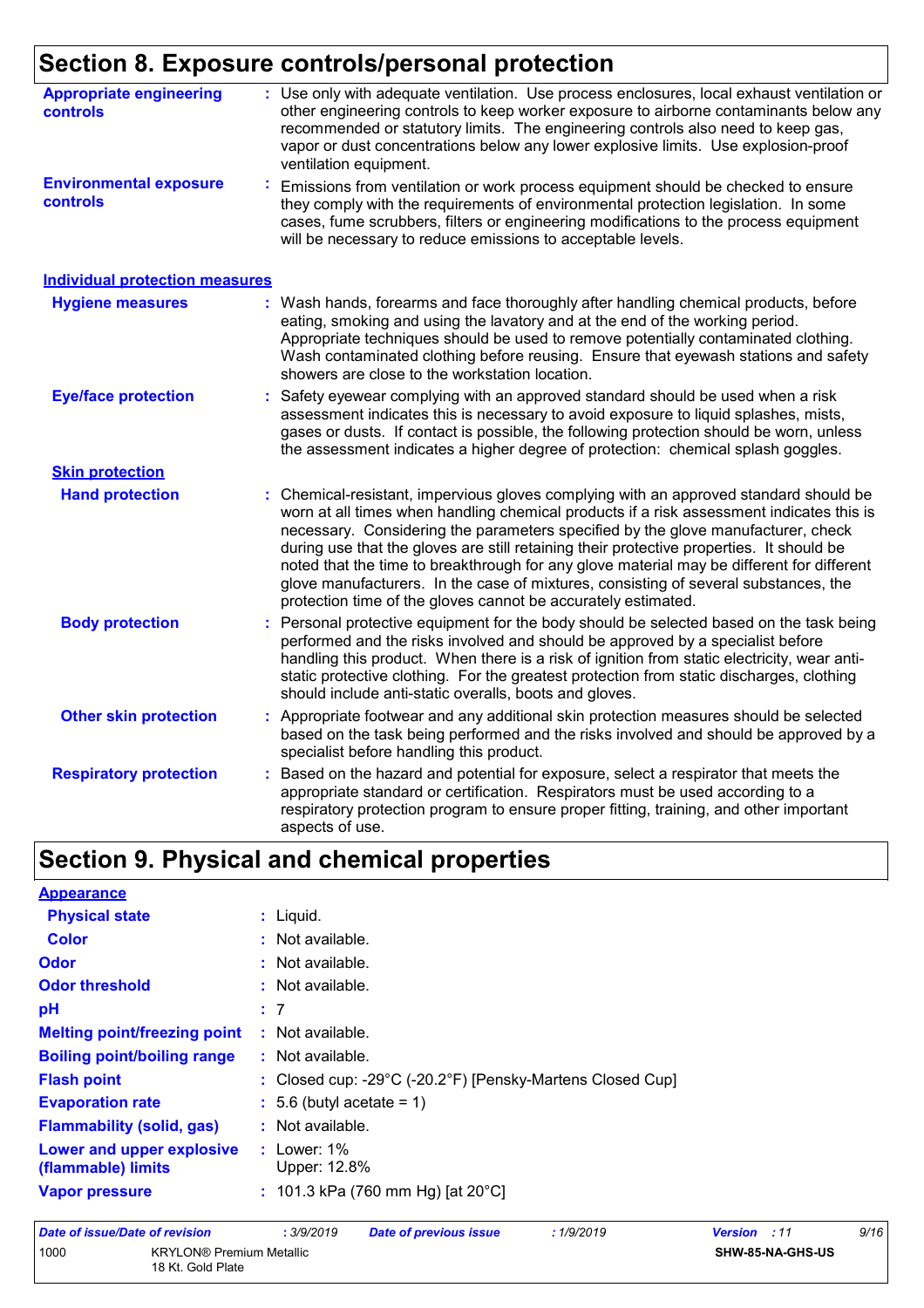# Section 8. Exposure controls/personal protection

**Appropriate engineering controls** : Use only with adequate ventilation. Use process enclosures, local exhaust ventilation or other engineering controls to keep worker exposure to airborne contaminants below any recommended or statutory limits. The engineering controls also need to keep gas, vapor or dust concentrations below any lower explosive limits. Use explosion-proof ventilation equipment.

**Environmental exposure controls** : Emissions from ventilation or work process equipment should be checked to ensure they comply with the requirements of environmental protection legislation. In some cases, fume scrubbers, filters or engineering modifications to the process equipment will be necessary to reduce emissions to acceptable levels.

## Individual protection measures

**Hygiene measures** : Wash hands, forearms and face thoroughly after handling chemical products, before eating, smoking and using the lavatory and at the end of the working period. Appropriate techniques should be used to remove potentially contaminated clothing. Wash contaminated clothing before reusing. Ensure that eyewash stations and safety showers are close to the workstation location.

**Eye/face protection** : Safety eyewear complying with an approved standard should be used when a risk assessment indicates this is necessary to avoid exposure to liquid splashes, mists, gases or dusts. If contact is possible, the following protection should be worn, unless the assessment indicates a higher degree of protection: chemical splash goggles.

### Skin protection

**Hand protection** : Chemical-resistant, impervious gloves complying with an approved standard should be worn at all times when handling chemical products if a risk assessment indicates this is necessary. Considering the parameters specified by the glove manufacturer, check during use that the gloves are still retaining their protective properties. It should be noted that the time to breakthrough for any glove material may be different for different glove manufacturers. In the case of mixtures, consisting of several substances, the protection time of the gloves cannot be accurately estimated.

**Body protection** : Personal protective equipment for the body should be selected based on the task being performed and the risks involved and should be approved by a specialist before handling this product. When there is a risk of ignition from static electricity, wear anti-static protective clothing. For the greatest protection from static discharges, clothing should include anti-static overalls, boots and gloves.

**Other skin protection** : Appropriate footwear and any additional skin protection measures should be selected based on the task being performed and the risks involved and should be approved by a specialist before handling this product.

**Respiratory protection** : Based on the hazard and potential for exposure, select a respirator that meets the appropriate standard or certification. Respirators must be used according to a respiratory protection program to ensure proper fitting, training, and other important aspects of use.

# Section 9. Physical and chemical properties

## Appearance

| | |
|---|---|
| **Physical state** | : Liquid. |
| **Color** | : Not available. |
| **Odor** | : Not available. |
| **Odor threshold** | : Not available. |
| **pH** | : 7 |
| **Melting point/freezing point** | : Not available. |
| **Boiling point/boiling range** | : Not available. |
| **Flash point** | : Closed cup: -29°C (-20.2°F) [Pensky-Martens Closed Cup] |
| **Evaporation rate** | : 5.6 (butyl acetate = 1) |
| **Flammability (solid, gas)** | : Not available. |
| **Lower and upper explosive (flammable) limits** | : Lower: 1%<br>Upper: 12.8% |
| **Vapor pressure** | : 101.3 kPa (760 mm Hg) [at 20°C] |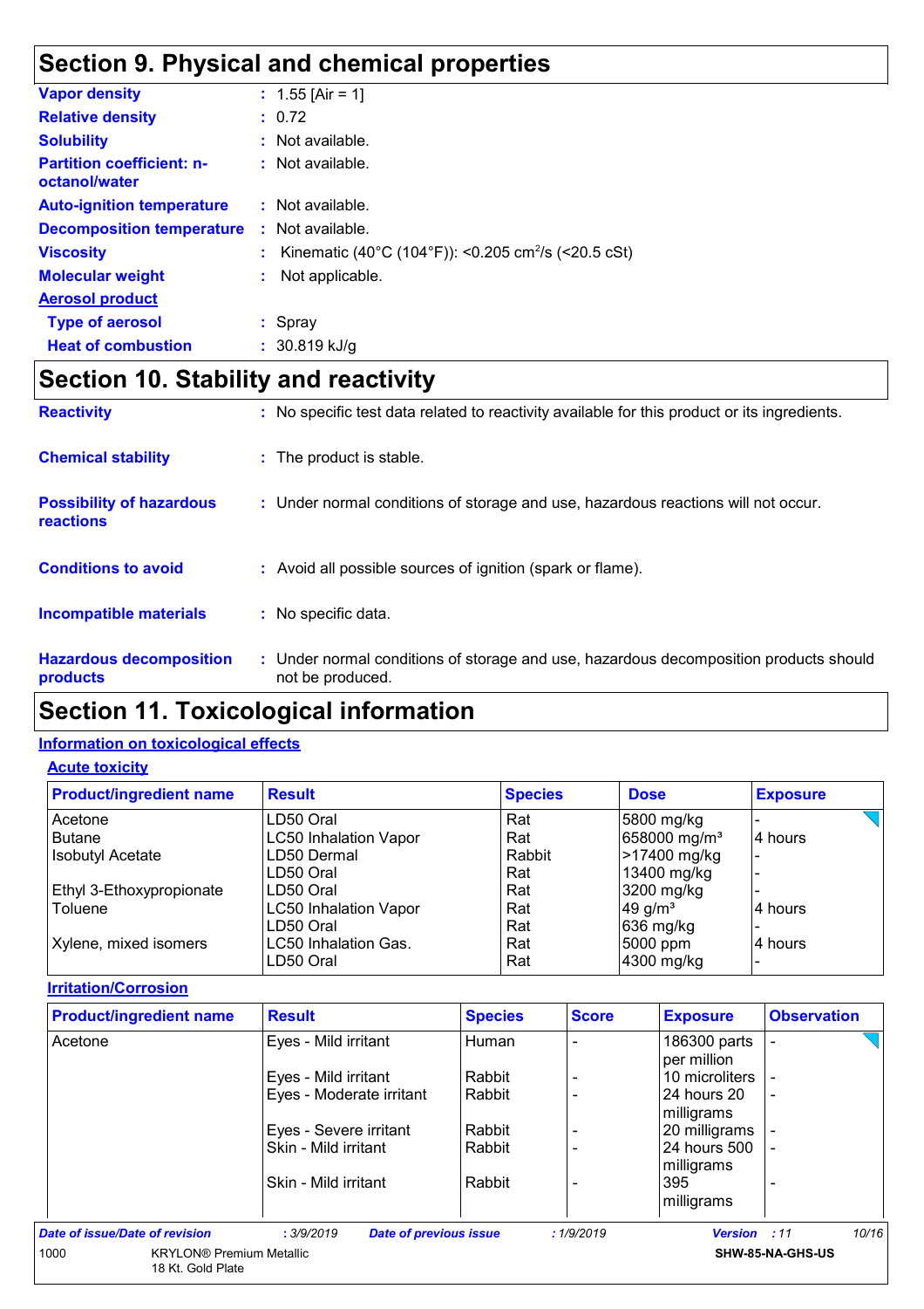# Section 9. Physical and chemical properties

| | |
|---|---|
| **Vapor density** | : 1.55 [Air = 1] |
| **Relative density** | : 0.72 |
| **Solubility** | : Not available. |
| **Partition coefficient: n-octanol/water** | : Not available. |
| **Auto-ignition temperature** | : Not available. |
| **Decomposition temperature** | : Not available. |
| **Viscosity** | : Kinematic (40°C (104°F)): <0.205 $cm^2/s$ (<20.5 cSt) |
| **Molecular weight** | : Not applicable. |

**Aerosol product**

| | |
|---|---|
| **Type of aerosol** | : Spray |
| **Heat of combustion** | : 30.819 kJ/g |

# Section 10. Stability and reactivity

| | |
|---|---|
| **Reactivity** | : No specific test data related to reactivity available for this product or its ingredients. |
| **Chemical stability** | : The product is stable. |
| **Possibility of hazardous reactions** | : Under normal conditions of storage and use, hazardous reactions will not occur. |
| **Conditions to avoid** | : Avoid all possible sources of ignition (spark or flame). |
| **Incompatible materials** | : No specific data. |
| **Hazardous decomposition products** | : Under normal conditions of storage and use, hazardous decomposition products should not be produced. |

# Section 11. Toxicological information

## Information on toxicological effects

### Acute toxicity

| Product/ingredient name | Result | Species | Dose | Exposure |
|---|---|---|---|---|
| Acetone | LD50 Oral | Rat | 5800 mg/kg | - |
| Butane | LC50 Inhalation Vapor | Rat | 658000 $mg/m^3$ | 4 hours |
| Isobutyl Acetate | LD50 Dermal | Rabbit | >17400 mg/kg | - |
| | LD50 Oral | Rat | 13400 mg/kg | - |
| Ethyl 3-Ethoxypropionate | LD50 Oral | Rat | 3200 mg/kg | - |
| Toluene | LC50 Inhalation Vapor | Rat | 49 $g/m^3$ | 4 hours |
| | LD50 Oral | Rat | 636 mg/kg | - |
| Xylene, mixed isomers | LC50 Inhalation Gas. | Rat | 5000 ppm | 4 hours |
| | LD50 Oral | Rat | 4300 mg/kg | - |

### Irritation/Corrosion

| Product/ingredient name | Result | Species | Score | Exposure | Observation |
|---|---|---|---|---|---|
| Acetone | Eyes - Mild irritant | Human | - | 186300 parts per million | - |
| | Eyes - Mild irritant | Rabbit | - | 10 microliters | - |
| | Eyes - Moderate irritant | Rabbit | - | 24 hours 20 milligrams | - |
| | Eyes - Severe irritant | Rabbit | - | 20 milligrams | - |
| | Skin - Mild irritant | Rabbit | - | 24 hours 500 milligrams | - |
| | Skin - Mild irritant | Rabbit | - | 395 milligrams | - |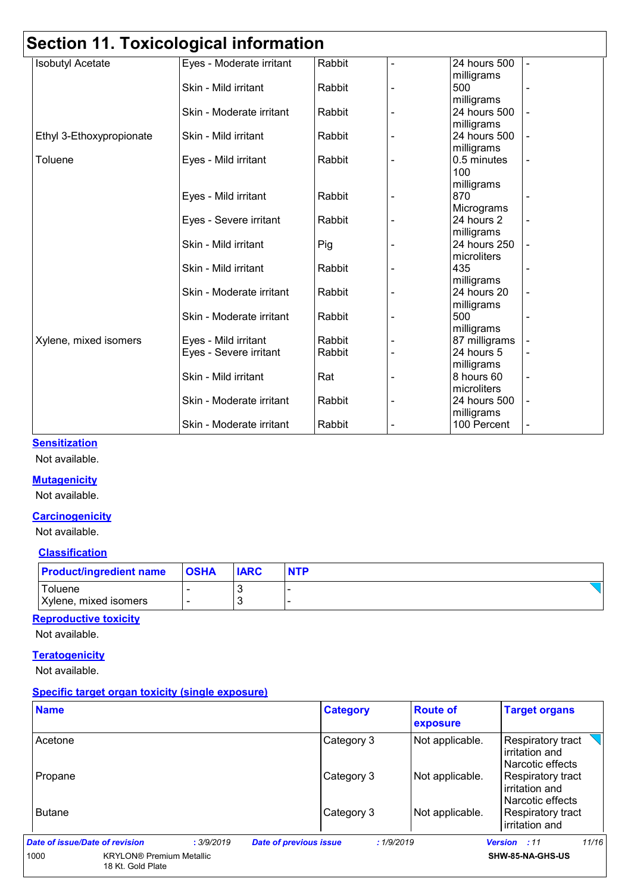# Section 11. Toxicological information

| | | | | | |
|---|---|---|---|---|---|
| Isobutyl Acetate | Eyes - Moderate irritant | Rabbit | - | 24 hours 500 milligrams | - |
| | Skin - Mild irritant | Rabbit | - | 500 milligrams | - |
| | Skin - Moderate irritant | Rabbit | - | 24 hours 500 milligrams | - |
| Ethyl 3-Ethoxypropionate | Skin - Mild irritant | Rabbit | - | 24 hours 500 milligrams | - |
| Toluene | Eyes - Mild irritant | Rabbit | - | 0.5 minutes 100 milligrams | - |
| | Eyes - Mild irritant | Rabbit | - | 870 Micrograms | - |
| | Eyes - Severe irritant | Rabbit | - | 24 hours 2 milligrams | - |
| | Skin - Mild irritant | Pig | - | 24 hours 250 microliters | - |
| | Skin - Mild irritant | Rabbit | - | 435 milligrams | - |
| | Skin - Moderate irritant | Rabbit | - | 24 hours 20 milligrams | - |
| | Skin - Moderate irritant | Rabbit | - | 500 milligrams | - |
| Xylene, mixed isomers | Eyes - Mild irritant | Rabbit | - | 87 milligrams | - |
| | Eyes - Severe irritant | Rabbit | - | 24 hours 5 milligrams | - |
| | Skin - Mild irritant | Rat | - | 8 hours 60 microliters | - |
| | Skin - Moderate irritant | Rabbit | - | 24 hours 500 milligrams | - |
| | Skin - Moderate irritant | Rabbit | - | 100 Percent | - |

**Sensitization**

Not available.

**Mutagenicity**

Not available.

**Carcinogenicity**

Not available.

**Classification**

| Product/ingredient name | OSHA | IARC | NTP |
|---|---|---|---|
| Toluene | - | 3 | - |
| Xylene, mixed isomers | - | 3 | - |

**Reproductive toxicity**

Not available.

**Teratogenicity**

Not available.

**Specific target organ toxicity (single exposure)**

| Name | Category | Route of exposure | Target organs |
|---|---|---|---|
| Acetone | Category 3 | Not applicable. | Respiratory tract irritation and Narcotic effects |
| Propane | Category 3 | Not applicable. | Respiratory tract irritation and Narcotic effects |
| Butane | Category 3 | Not applicable. | Respiratory tract irritation and |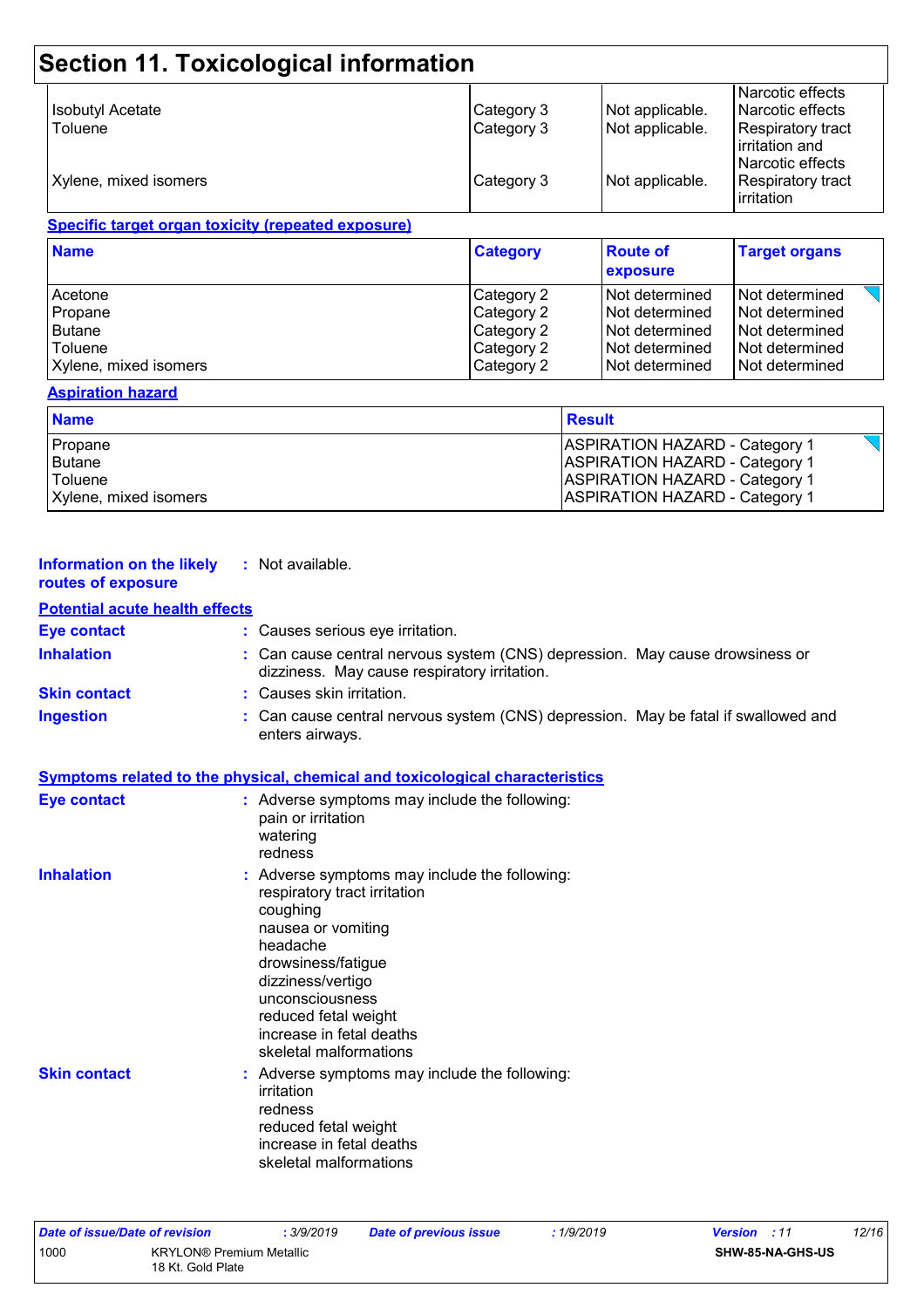## Section 11. Toxicological information

| | | | |
|---|---|---|---|
| Isobutyl Acetate | Category 3 | Not applicable. | Narcotic effects |
| Toluene | Category 3 | Not applicable. | Narcotic effects |
| | | | Respiratory tract irritation and Narcotic effects |
| Xylene, mixed isomers | Category 3 | Not applicable. | Respiratory tract irritation |

**Specific target organ toxicity (repeated exposure)**

| Name | Category | Route of exposure | Target organs |
|---|---|---|---|
| Acetone | Category 2 | Not determined | Not determined |
| Propane | Category 2 | Not determined | Not determined |
| Butane | Category 2 | Not determined | Not determined |
| Toluene | Category 2 | Not determined | Not determined |
| Xylene, mixed isomers | Category 2 | Not determined | Not determined |

**Aspiration hazard**

| Name | Result |
|---|---|
| Propane | ASPIRATION HAZARD - Category 1 |
| Butane | ASPIRATION HAZARD - Category 1 |
| Toluene | ASPIRATION HAZARD - Category 1 |
| Xylene, mixed isomers | ASPIRATION HAZARD - Category 1 |

**Information on the likely routes of exposure** : Not available.

**Potential acute health effects**

**Eye contact** : Causes serious eye irritation.

**Inhalation** : Can cause central nervous system (CNS) depression. May cause drowsiness or dizziness. May cause respiratory irritation.

**Skin contact** : Causes skin irritation.

**Ingestion** : Can cause central nervous system (CNS) depression. May be fatal if swallowed and enters airways.

**Symptoms related to the physical, chemical and toxicological characteristics**

**Eye contact** : Adverse symptoms may include the following:
pain or irritation
watering
redness

**Inhalation** : Adverse symptoms may include the following:
respiratory tract irritation
coughing
nausea or vomiting
headache
drowsiness/fatigue
dizziness/vertigo
unconsciousness
reduced fetal weight
increase in fetal deaths
skeletal malformations

**Skin contact** : Adverse symptoms may include the following:
irritation
redness
reduced fetal weight
increase in fetal deaths
skeletal malformations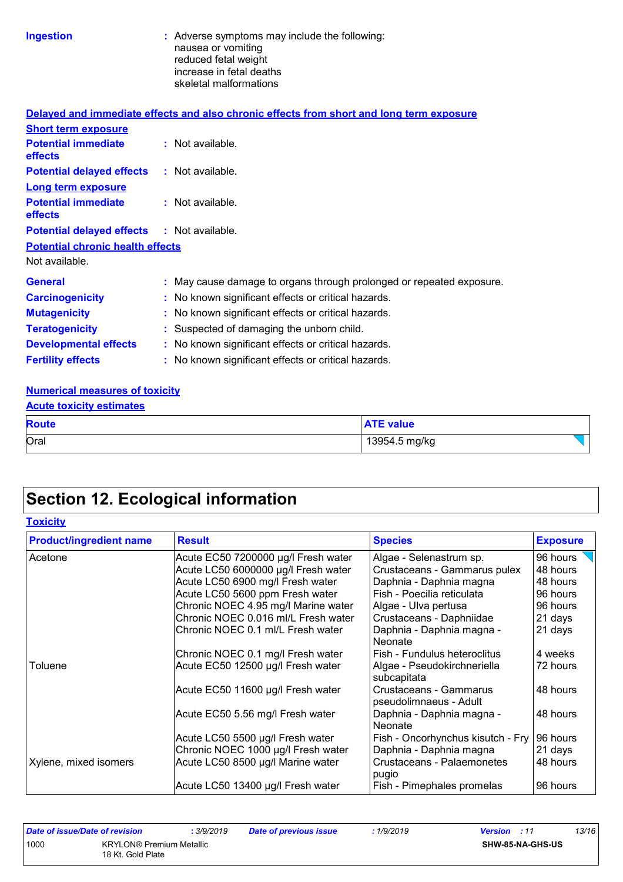**Ingestion** : Adverse symptoms may include the following:
nausea or vomiting
reduced fetal weight
increase in fetal deaths
skeletal malformations

**Delayed and immediate effects and also chronic effects from short and long term exposure**

**Short term exposure**

**Potential immediate effects** : Not available.

**Potential delayed effects** : Not available.

**Long term exposure**

**Potential immediate effects** : Not available.

**Potential delayed effects** : Not available.

**Potential chronic health effects**

Not available.

**General** : May cause damage to organs through prolonged or repeated exposure.

**Carcinogenicity** : No known significant effects or critical hazards.

**Mutagenicity** : No known significant effects or critical hazards.

**Teratogenicity** : Suspected of damaging the unborn child.

**Developmental effects** : No known significant effects or critical hazards.

**Fertility effects** : No known significant effects or critical hazards.

**Numerical measures of toxicity**

**Acute toxicity estimates**

| Route | ATE value |
|---|---|
| Oral | 13954.5 mg/kg |

# Section 12. Ecological information

**Toxicity**

| Product/ingredient name | Result | Species | Exposure |
|---|---|---|---|
| Acetone | Acute EC50 7200000 µg/l Fresh water | Algae - Selenastrum sp. | 96 hours |
| | Acute LC50 6000000 µg/l Fresh water | Crustaceans - Gammarus pulex | 48 hours |
| | Acute LC50 6900 mg/l Fresh water | Daphnia - Daphnia magna | 48 hours |
| | Acute LC50 5600 ppm Fresh water | Fish - Poecilia reticulata | 96 hours |
| | Chronic NOEC 4.95 mg/l Marine water | Algae - Ulva pertusa | 96 hours |
| | Chronic NOEC 0.016 ml/L Fresh water | Crustaceans - Daphniidae | 21 days |
| | Chronic NOEC 0.1 ml/L Fresh water | Daphnia - Daphnia magna - Neonate | 21 days |
| | Chronic NOEC 0.1 mg/l Fresh water | Fish - Fundulus heteroclitus | 4 weeks |
| Toluene | Acute EC50 12500 µg/l Fresh water | Algae - Pseudokirchneriella subcapitata | 72 hours |
| | Acute EC50 11600 µg/l Fresh water | Crustaceans - Gammarus pseudolimnaeus - Adult | 48 hours |
| | Acute EC50 5.56 mg/l Fresh water | Daphnia - Daphnia magna - Neonate | 48 hours |
| | Acute LC50 5500 µg/l Fresh water | Fish - Oncorhynchus kisutch - Fry | 96 hours |
| | Chronic NOEC 1000 µg/l Fresh water | Daphnia - Daphnia magna | 21 days |
| Xylene, mixed isomers | Acute LC50 8500 µg/l Marine water | Crustaceans - Palaemonetes pugio | 48 hours |
| | Acute LC50 13400 µg/l Fresh water | Fish - Pimephales promelas | 96 hours |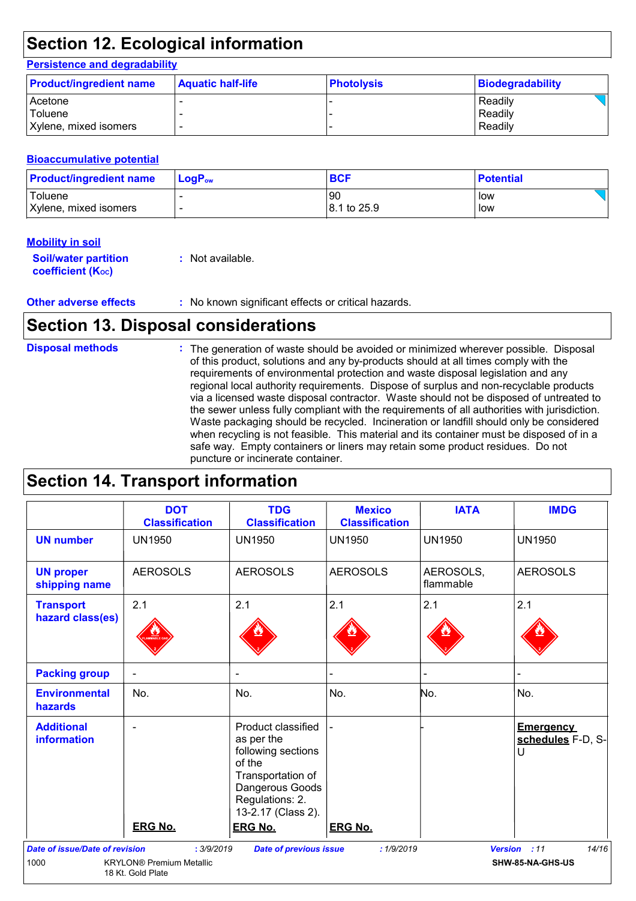## Section 12. Ecological information

### Persistence and degradability

| Product/ingredient name | Aquatic half-life | Photolysis | Biodegradability |
|---|---|---|---|
| Acetone | - | - | Readily |
| Toluene | - | - | Readily |
| Xylene, mixed isomers | - | - | Readily |

### Bioaccumulative potential

| Product/ingredient name | $LogP_{ow}$ | BCF | Potential |
|---|---|---|---|
| Toluene | - | 90 | low |
| Xylene, mixed isomers | - | 8.1 to 25.9 | low |

### Mobility in soil

**Soil/water partition coefficient ($K_{OC}$)** : Not available.

**Other adverse effects** : No known significant effects or critical hazards.

## Section 13. Disposal considerations

**Disposal methods** : The generation of waste should be avoided or minimized wherever possible. Disposal of this product, solutions and any by-products should at all times comply with the requirements of environmental protection and waste disposal legislation and any regional local authority requirements. Dispose of surplus and non-recyclable products via a licensed waste disposal contractor. Waste should not be disposed of untreated to the sewer unless fully compliant with the requirements of all authorities with jurisdiction. Waste packaging should be recycled. Incineration or landfill should only be considered when recycling is not feasible. This material and its container must be disposed of in a safe way. Empty containers or liners may retain some product residues. Do not puncture or incinerate container.

## Section 14. Transport information

| | DOT Classification | TDG Classification | Mexico Classification | IATA | IMDG |
|---|---|---|---|---|---|
| **UN number** | UN1950 | UN1950 | UN1950 | UN1950 | UN1950 |
| **UN proper shipping name** | AEROSOLS | AEROSOLS | AEROSOLS | AEROSOLS, flammable | AEROSOLS |
| **Transport hazard class(es)** | 2.1 | 2.1 | 2.1 | 2.1 | 2.1 |
| **Packing group** | - | - | - | - | - |
| **Environmental hazards** | No. | No. | No. | No. | No. |
| **Additional information** | - **ERG No.** | Product classified as per the following sections of the Transportation of Dangerous Goods Regulations: 2.13-2.17 (Class 2). **ERG No.** | - **ERG No.** | - | **Emergency schedules** F-D, S-U |

Date of issue/Date of revision : 3/9/2019 Date of previous issue : 1/9/2019 Version : 11

1000 KRYLON® Premium Metallic 18 Kt. Gold Plate SHW-85-NA-GHS-US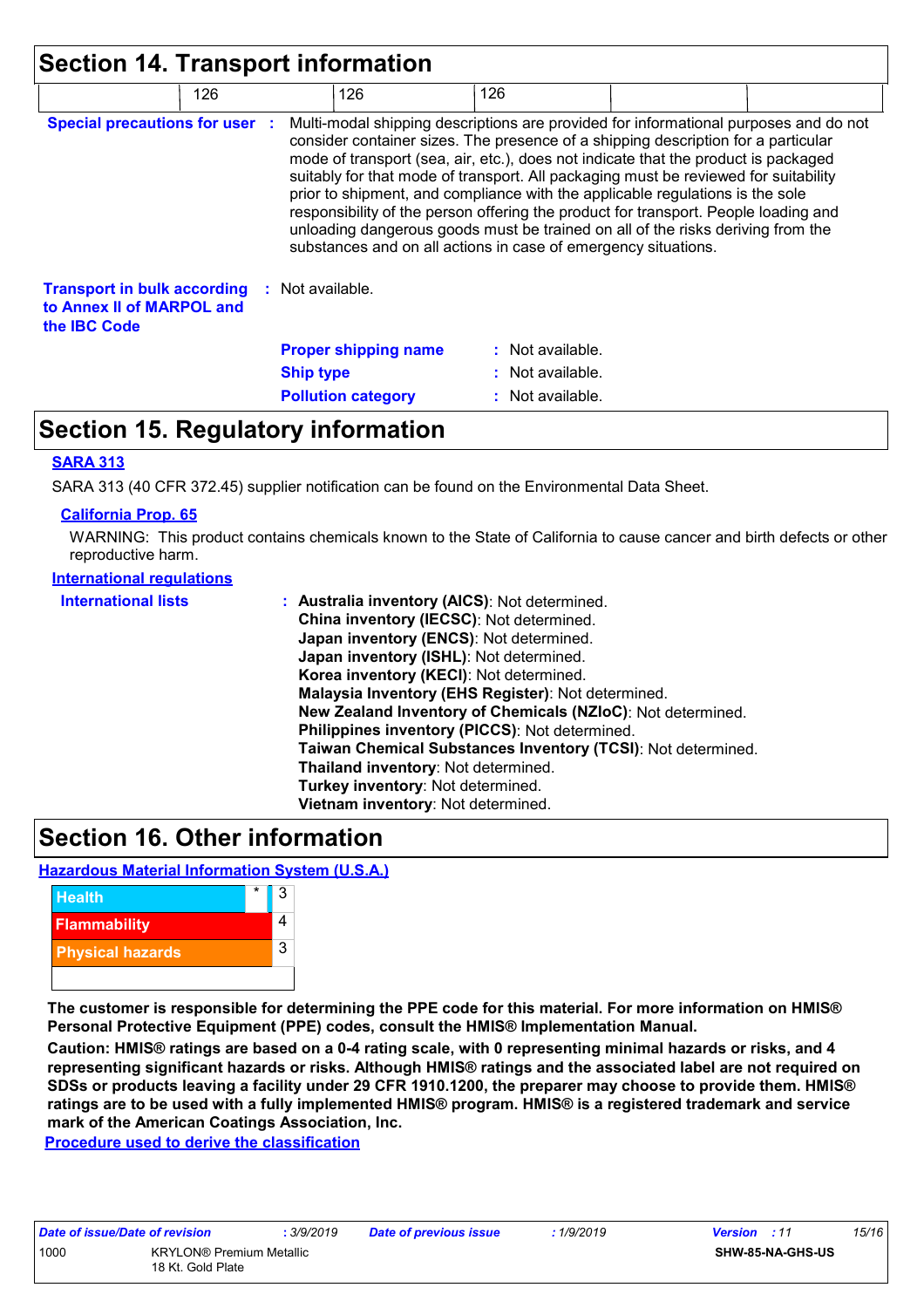# Section 14. Transport information

| | 126 | 126 | 126 | | |
|---|---|---|---|---|---|

**Special precautions for user** : Multi-modal shipping descriptions are provided for informational purposes and do not consider container sizes. The presence of a shipping description for a particular mode of transport (sea, air, etc.), does not indicate that the product is packaged suitably for that mode of transport. All packaging must be reviewed for suitability prior to shipment, and compliance with the applicable regulations is the sole responsibility of the person offering the product for transport. People loading and unloading dangerous goods must be trained on all of the risks deriving from the substances and on all actions in case of emergency situations.

**Transport in bulk according to Annex II of MARPOL and the IBC Code** : Not available.

**Proper shipping name** : Not available.
**Ship type** : Not available.
**Pollution category** : Not available.

# Section 15. Regulatory information

**SARA 313**

SARA 313 (40 CFR 372.45) supplier notification can be found on the Environmental Data Sheet.

**California Prop. 65**

WARNING: This product contains chemicals known to the State of California to cause cancer and birth defects or other reproductive harm.

**International regulations**

**International lists** :
**Australia inventory (AICS)**: Not determined.
**China inventory (IECSC)**: Not determined.
**Japan inventory (ENCS)**: Not determined.
**Japan inventory (ISHL)**: Not determined.
**Korea inventory (KECI)**: Not determined.
**Malaysia Inventory (EHS Register)**: Not determined.
**New Zealand Inventory of Chemicals (NZIoC)**: Not determined.
**Philippines inventory (PICCS)**: Not determined.
**Taiwan Chemical Substances Inventory (TCSI)**: Not determined.
**Thailand inventory**: Not determined.
**Turkey inventory**: Not determined.
**Vietnam inventory**: Not determined.

# Section 16. Other information

**Hazardous Material Information System (U.S.A.)**

| | | |
|---|---|---|
| Health | * | 3 |
| Flammability | | 4 |
| Physical hazards | | 3 |
| | | |

**The customer is responsible for determining the PPE code for this material. For more information on HMIS® Personal Protective Equipment (PPE) codes, consult the HMIS® Implementation Manual.**

**Caution: HMIS® ratings are based on a 0-4 rating scale, with 0 representing minimal hazards or risks, and 4 representing significant hazards or risks. Although HMIS® ratings and the associated label are not required on SDSs or products leaving a facility under 29 CFR 1910.1200, the preparer may choose to provide them. HMIS® ratings are to be used with a fully implemented HMIS® program. HMIS® is a registered trademark and service mark of the American Coatings Association, Inc.**

**Procedure used to derive the classification**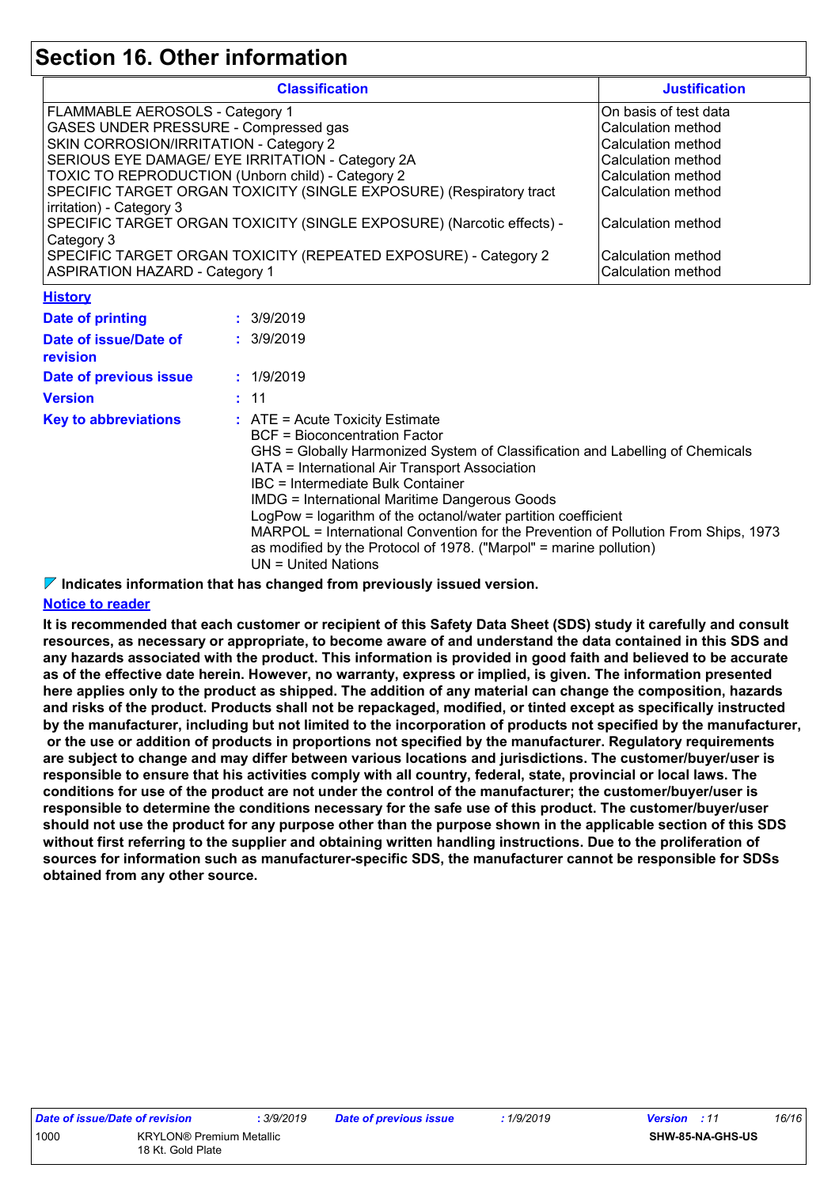# Section 16. Other information

| Classification | Justification |
|---|---|
| FLAMMABLE AEROSOLS - Category 1 | On basis of test data |
| GASES UNDER PRESSURE - Compressed gas | Calculation method |
| SKIN CORROSION/IRRITATION - Category 2 | Calculation method |
| SERIOUS EYE DAMAGE/ EYE IRRITATION - Category 2A | Calculation method |
| TOXIC TO REPRODUCTION (Unborn child) - Category 2 | Calculation method |
| SPECIFIC TARGET ORGAN TOXICITY (SINGLE EXPOSURE) (Respiratory tract irritation) - Category 3 | Calculation method |
| SPECIFIC TARGET ORGAN TOXICITY (SINGLE EXPOSURE) (Narcotic effects) - Category 3 | Calculation method |
| SPECIFIC TARGET ORGAN TOXICITY (REPEATED EXPOSURE) - Category 2 | Calculation method |
| ASPIRATION HAZARD - Category 1 | Calculation method |

**History**

**Date of printing** : 3/9/2019

**Date of issue/Date of revision** : 3/9/2019

**Date of previous issue** : 1/9/2019

**Version** : 11

**Key to abbreviations** : ATE = Acute Toxicity Estimate
BCF = Bioconcentration Factor
GHS = Globally Harmonized System of Classification and Labelling of Chemicals
IATA = International Air Transport Association
IBC = Intermediate Bulk Container
IMDG = International Maritime Dangerous Goods
LogPow = logarithm of the octanol/water partition coefficient
MARPOL = International Convention for the Prevention of Pollution From Ships, 1973 as modified by the Protocol of 1978. ("Marpol" = marine pollution)
UN = United Nations

**Indicates information that has changed from previously issued version.**

**Notice to reader**

**It is recommended that each customer or recipient of this Safety Data Sheet (SDS) study it carefully and consult resources, as necessary or appropriate, to become aware of and understand the data contained in this SDS and any hazards associated with the product. This information is provided in good faith and believed to be accurate as of the effective date herein. However, no warranty, express or implied, is given. The information presented here applies only to the product as shipped. The addition of any material can change the composition, hazards and risks of the product. Products shall not be repackaged, modified, or tinted except as specifically instructed by the manufacturer, including but not limited to the incorporation of products not specified by the manufacturer, or the use or addition of products in proportions not specified by the manufacturer. Regulatory requirements are subject to change and may differ between various locations and jurisdictions. The customer/buyer/user is responsible to ensure that his activities comply with all country, federal, state, provincial or local laws. The conditions for use of the product are not under the control of the manufacturer; the customer/buyer/user is responsible to determine the conditions necessary for the safe use of this product. The customer/buyer/user should not use the product for any purpose other than the purpose shown in the applicable section of this SDS without first referring to the supplier and obtaining written handling instructions. Due to the proliferation of sources for information such as manufacturer-specific SDS, the manufacturer cannot be responsible for SDSs obtained from any other source.**